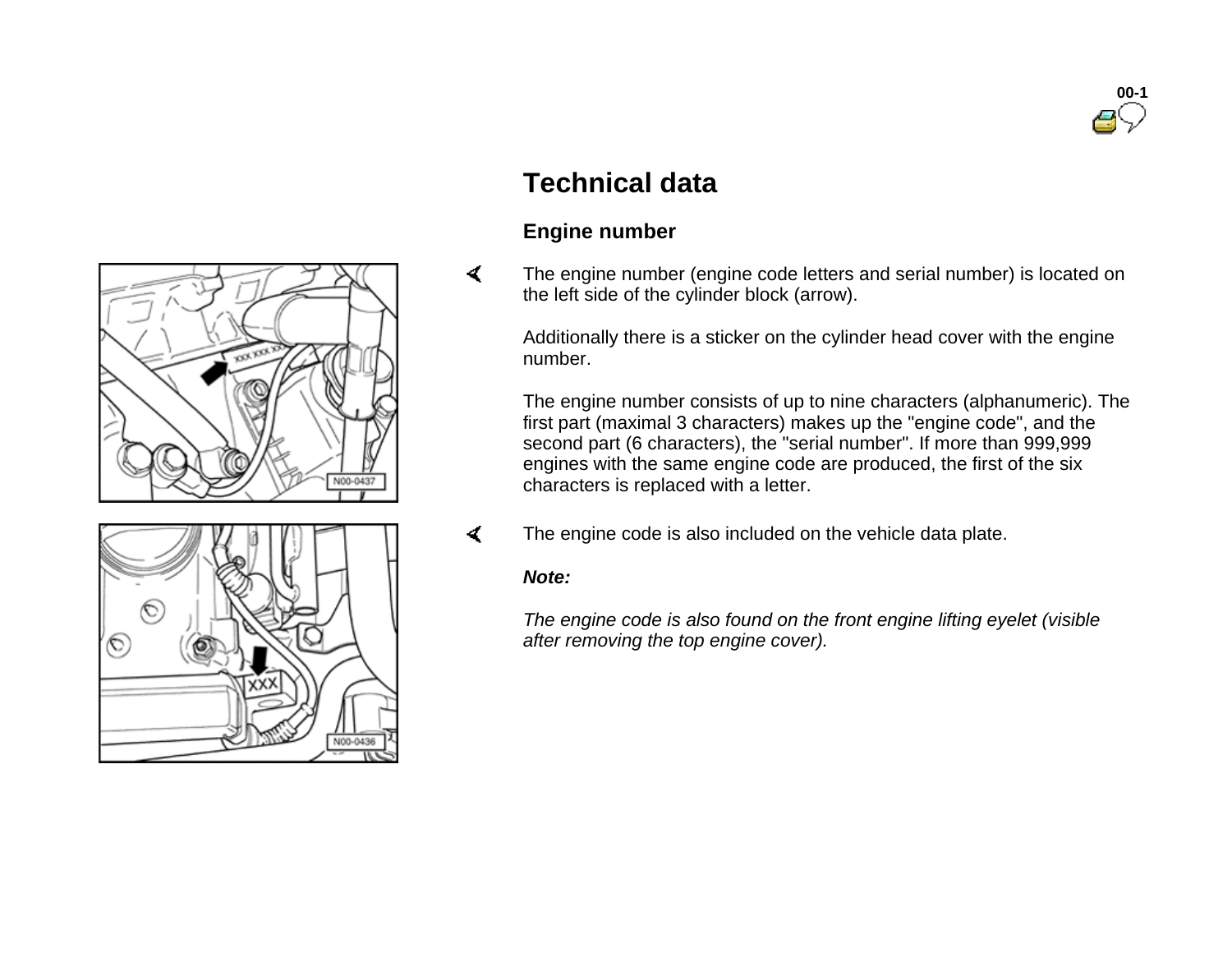# Technical data

## Engine number

The engine number (engine code letters and serial number) is located on the left side of the cylinder block (arrow).

Additionally there is a sticker on the cylinder head cover with the engine number.

The engine number consists of up to nine characters (alphanumeric). The first part (maximal 3 characters) makes up the "engine code", and the second part (6 characters), the "serial number". If more than 999,999 engines with the same engine code are produced, the first of the six characters is replaced with a letter.

The engine code is also included on the vehicle data plate.

***Note:***

*The engine code is also found on the front engine lifting eyelet (visible after removing the top engine cover).*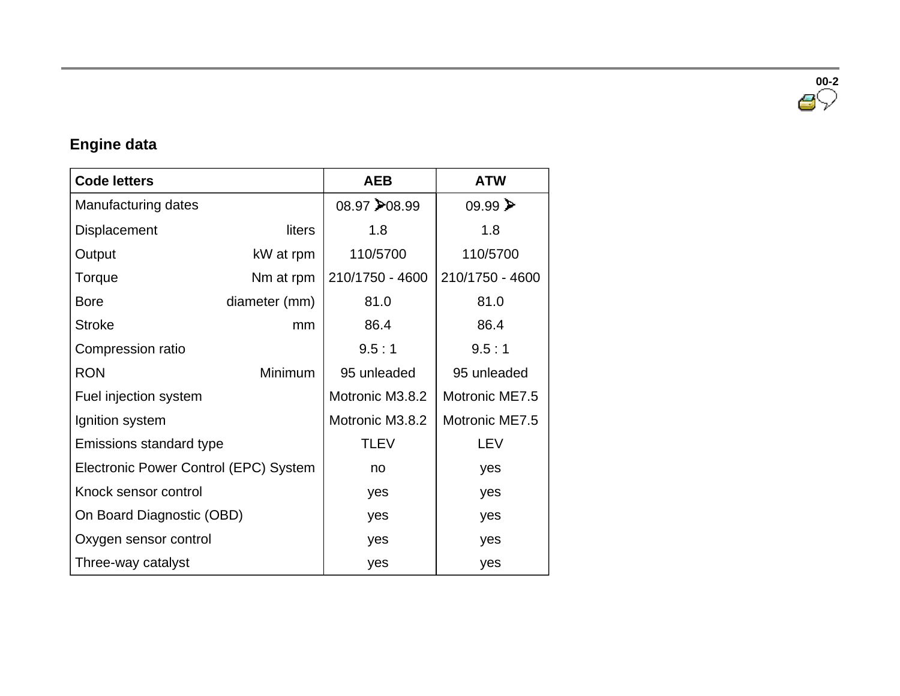## Engine data

| Code letters | | AEB | ATW |
|---|---|---|---|
| Manufacturing dates | | 08.97 ➤08.99 | 09.99 ➤ |
| Displacement | liters | 1.8 | 1.8 |
| Output | kW at rpm | 110/5700 | 110/5700 |
| Torque | Nm at rpm | 210/1750 - 4600 | 210/1750 - 4600 |
| Bore | diameter (mm) | 81.0 | 81.0 |
| Stroke | mm | 86.4 | 86.4 |
| Compression ratio | | 9.5 : 1 | 9.5 : 1 |
| RON | Minimum | 95 unleaded | 95 unleaded |
| Fuel injection system | | Motronic M3.8.2 | Motronic ME7.5 |
| Ignition system | | Motronic M3.8.2 | Motronic ME7.5 |
| Emissions standard type | | TLEV | LEV |
| Electronic Power Control (EPC) System | | no | yes |
| Knock sensor control | | yes | yes |
| On Board Diagnostic (OBD) | | yes | yes |
| Oxygen sensor control | | yes | yes |
| Three-way catalyst | | yes | yes |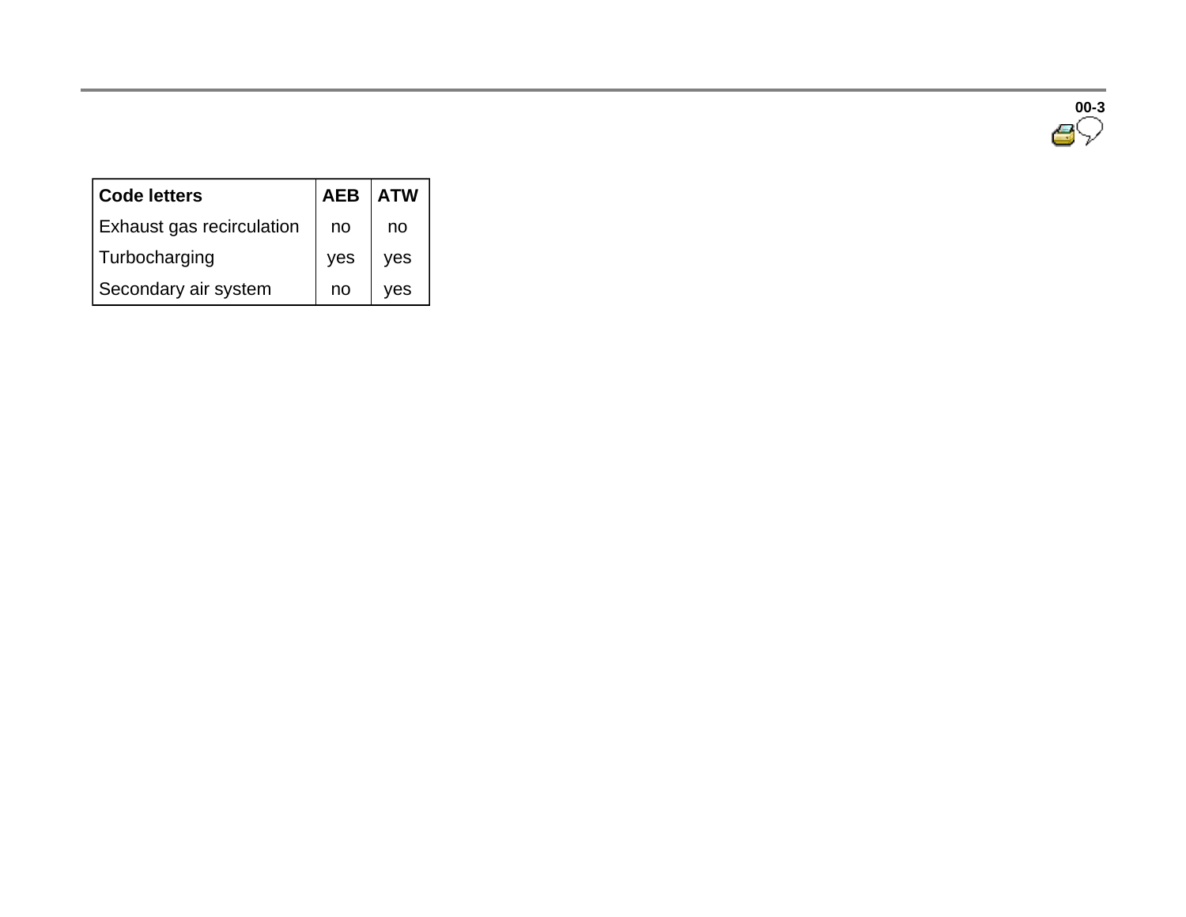| Code letters | AEB | ATW |
| --- | --- | --- |
| Exhaust gas recirculation | no | no |
| Turbocharging | yes | yes |
| Secondary air system | no | yes |